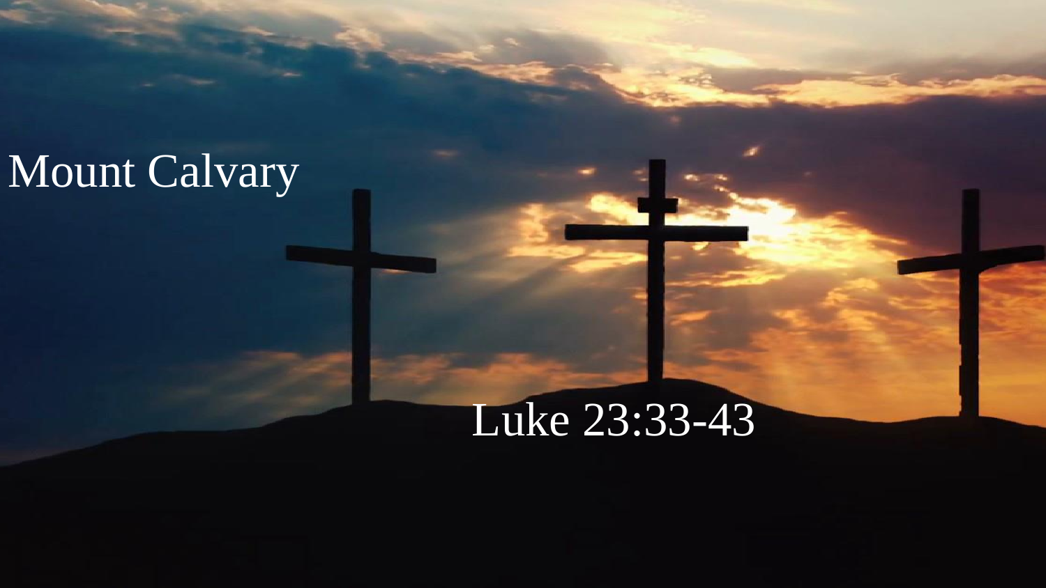# Mount Calvary

Luke 23:33-43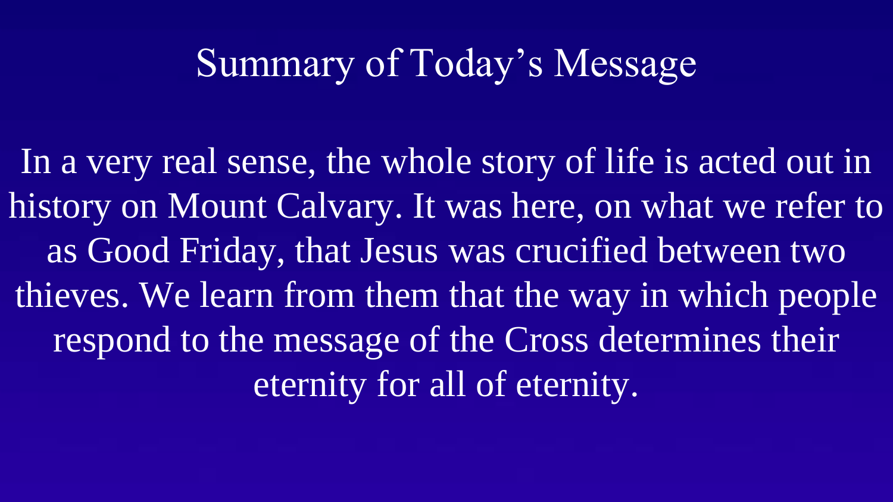# Summary of Today's Message

In a very real sense, the whole story of life is acted out in history on Mount Calvary. It was here, on what we refer to as Good Friday, that Jesus was crucified between two thieves. We learn from them that the way in which people respond to the message of the Cross determines their eternity for all of eternity.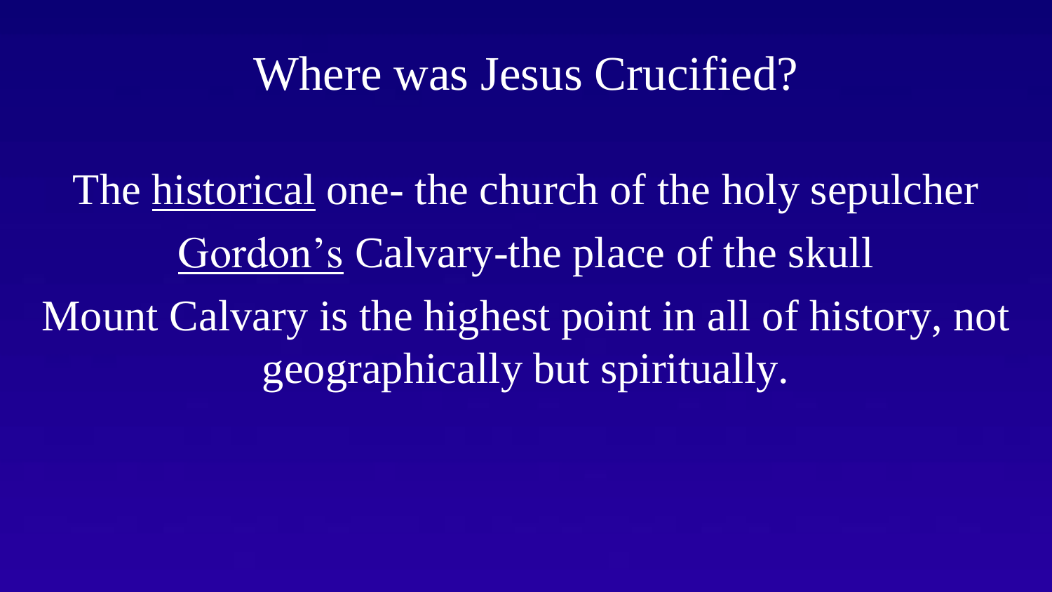# Where was Jesus Crucified?

The <u>historical</u> one- the church of the holy sepulcher

<u>Gordon's</u> Calvary-the place of the skull

Mount Calvary is the highest point in all of history, not geographically but spiritually.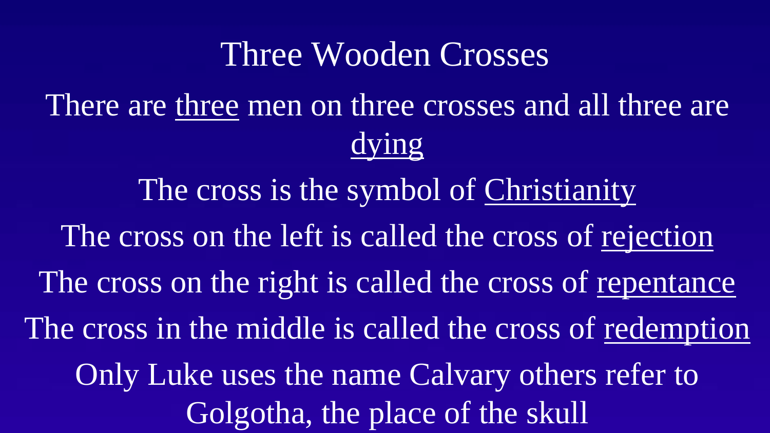# Three Wooden Crosses

There are <u>three</u> men on three crosses and all three are <u>dying</u>

The cross is the symbol of <u>Christianity</u>

The cross on the left is called the cross of <u>rejection</u>

The cross on the right is called the cross of <u>repentance</u>

The cross in the middle is called the cross of <u>redemption</u>

Only Luke uses the name Calvary others refer to Golgotha, the place of the skull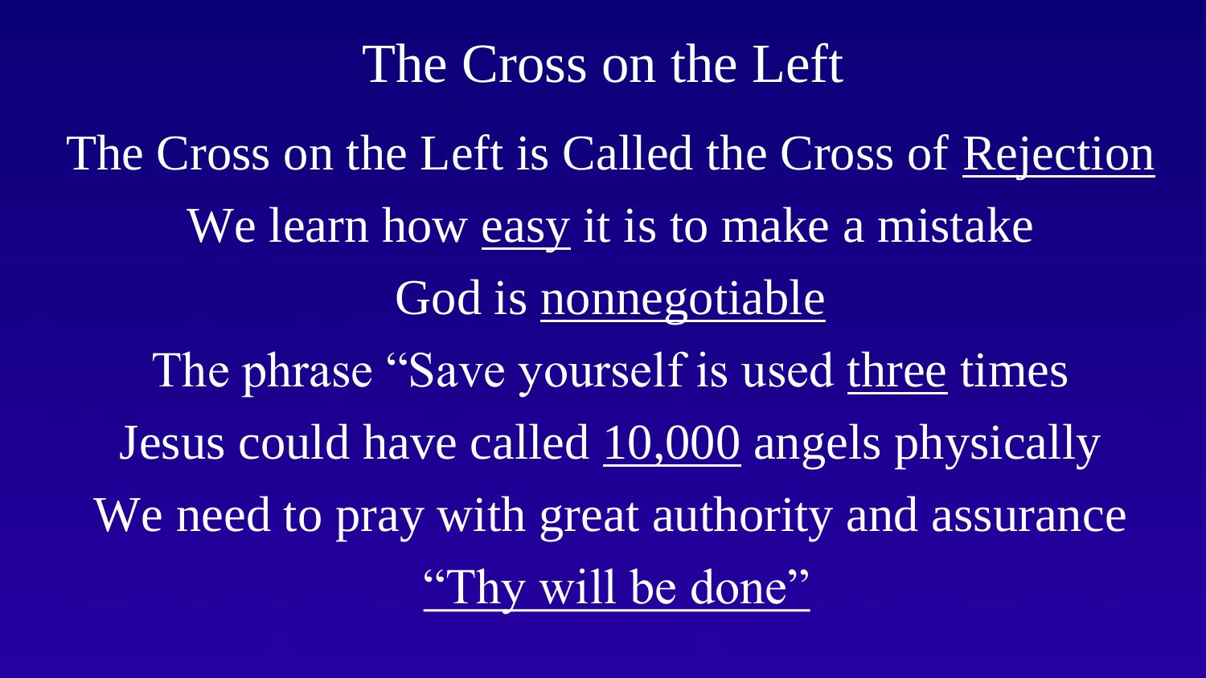# The Cross on the Left

The Cross on the Left is Called the Cross of <u>Rejection</u>

We learn how <u>easy</u> it is to make a mistake

God is <u>nonnegotiable</u>

The phrase "Save yourself is used <u>three</u> times

Jesus could have called <u>10,000</u> angels physically

We need to pray with great authority and assurance

<u>"Thy will be done"</u>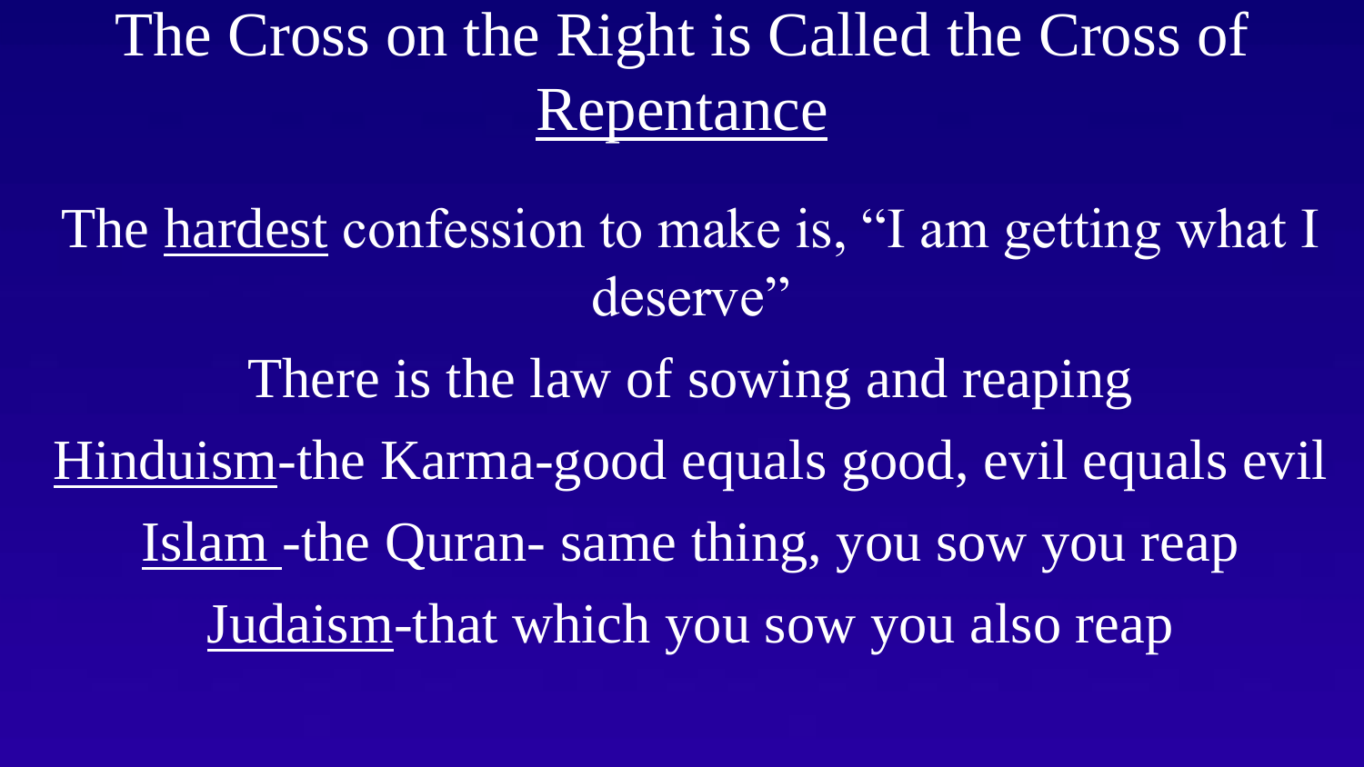# The Cross on the Right is Called the Cross of <u>Repentance</u>

The <u>hardest</u> confession to make is, "I am getting what I deserve"

There is the law of sowing and reaping

<u>Hinduism</u>-the Karma-good equals good, evil equals evil

<u>Islam</u> -the Quran- same thing, you sow you reap

<u>Judaism</u>-that which you sow you also reap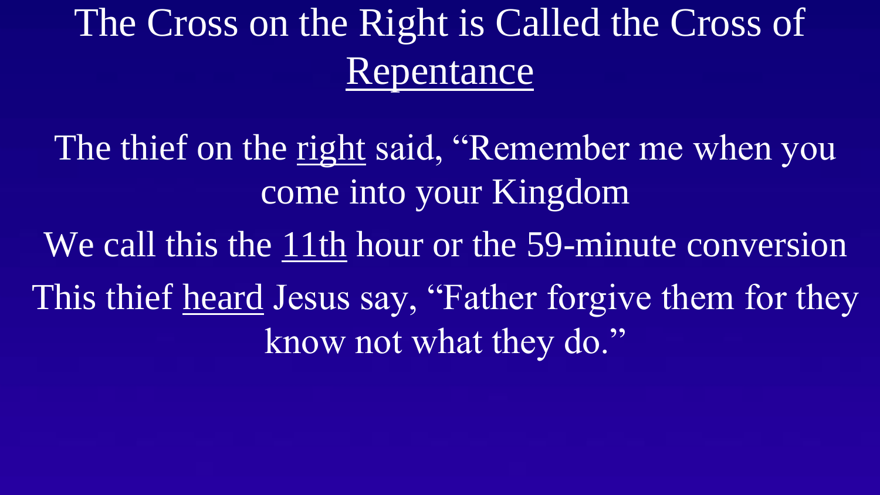# The Cross on the Right is Called the Cross of Repentance

The thief on the right said, "Remember me when you come into your Kingdom

We call this the 11th hour or the 59-minute conversion

This thief heard Jesus say, "Father forgive them for they know not what they do."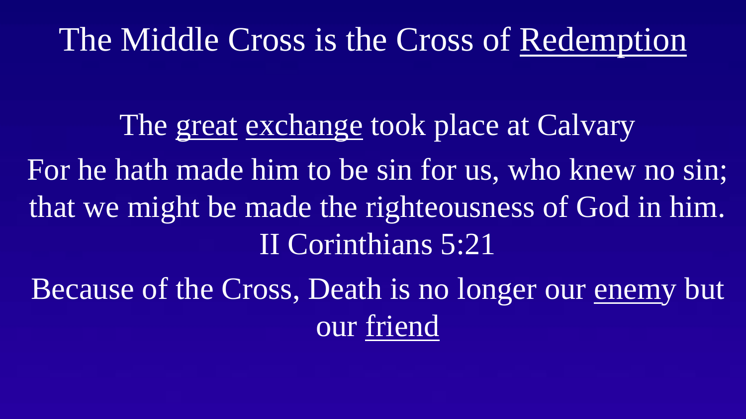# The Middle Cross is the Cross of Redemption

The great exchange took place at Calvary

For he hath made him to be sin for us, who knew no sin; that we might be made the righteousness of God in him. II Corinthians 5:21

Because of the Cross, Death is no longer our enemy but our friend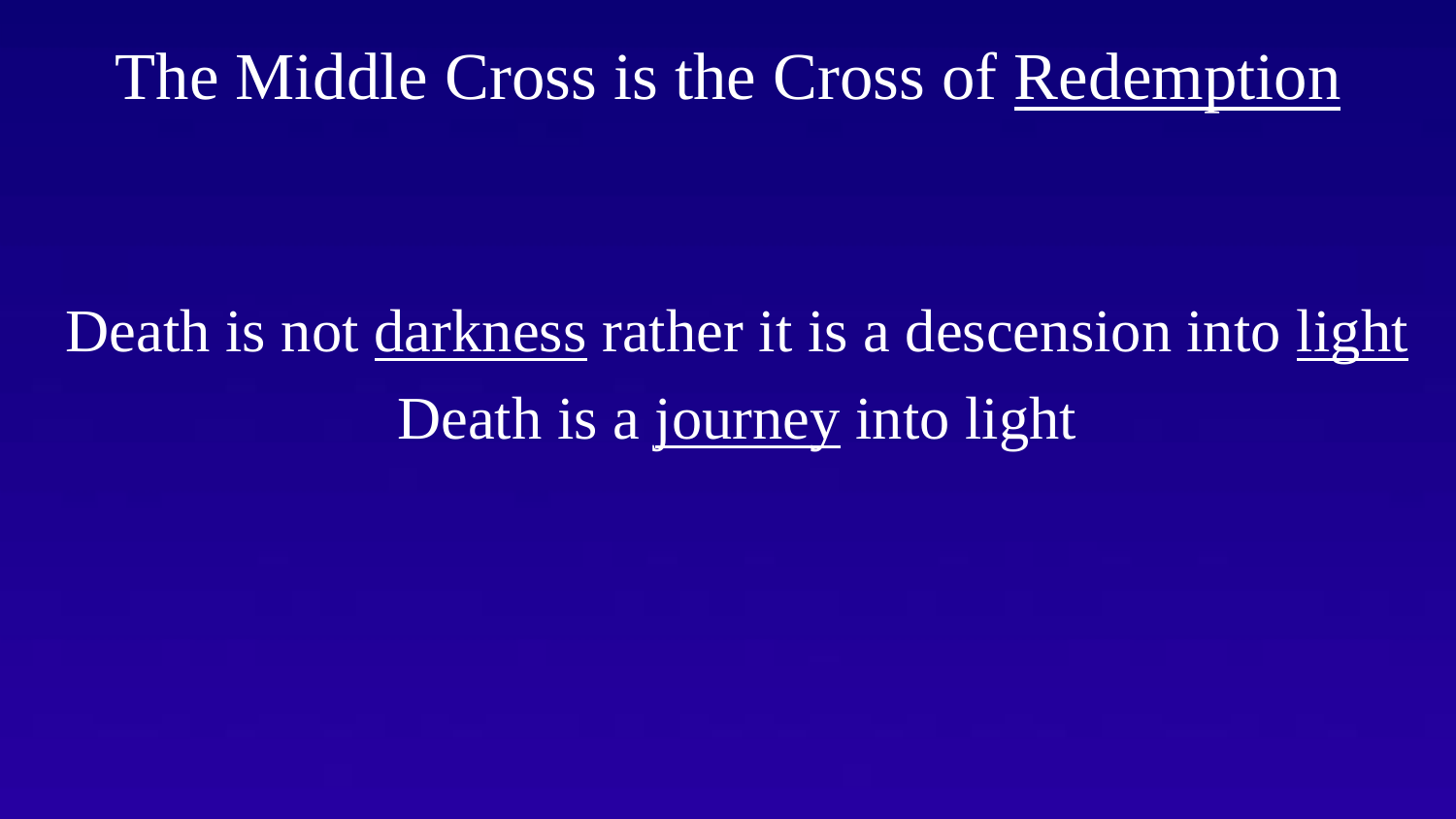# The Middle Cross is the Cross of <u>Redemption</u>

Death is not <u>darkness</u> rather it is a descension into <u>light</u>

Death is a <u>journey</u> into light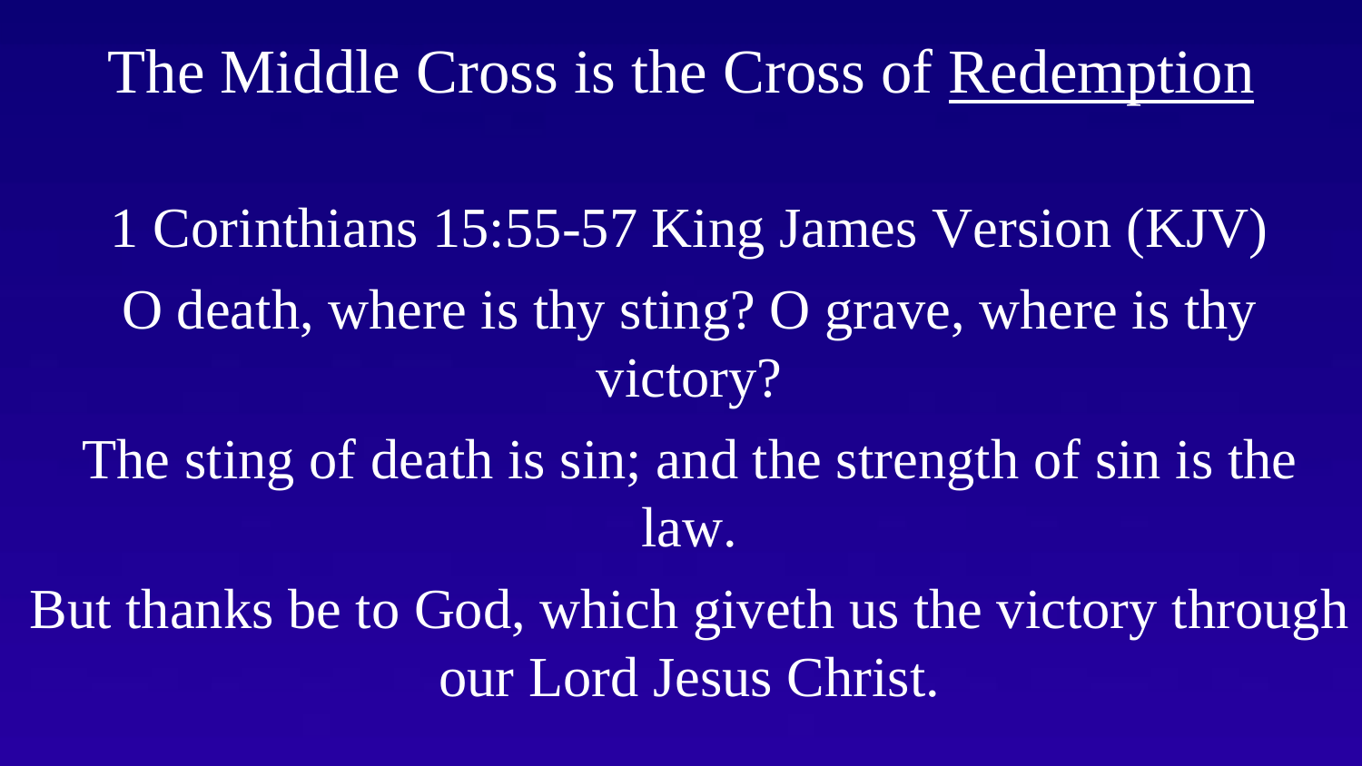# The Middle Cross is the Cross of Redemption

1 Corinthians 15:55-57 King James Version (KJV)

O death, where is thy sting? O grave, where is thy victory?

The sting of death is sin; and the strength of sin is the law.

But thanks be to God, which giveth us the victory through our Lord Jesus Christ.